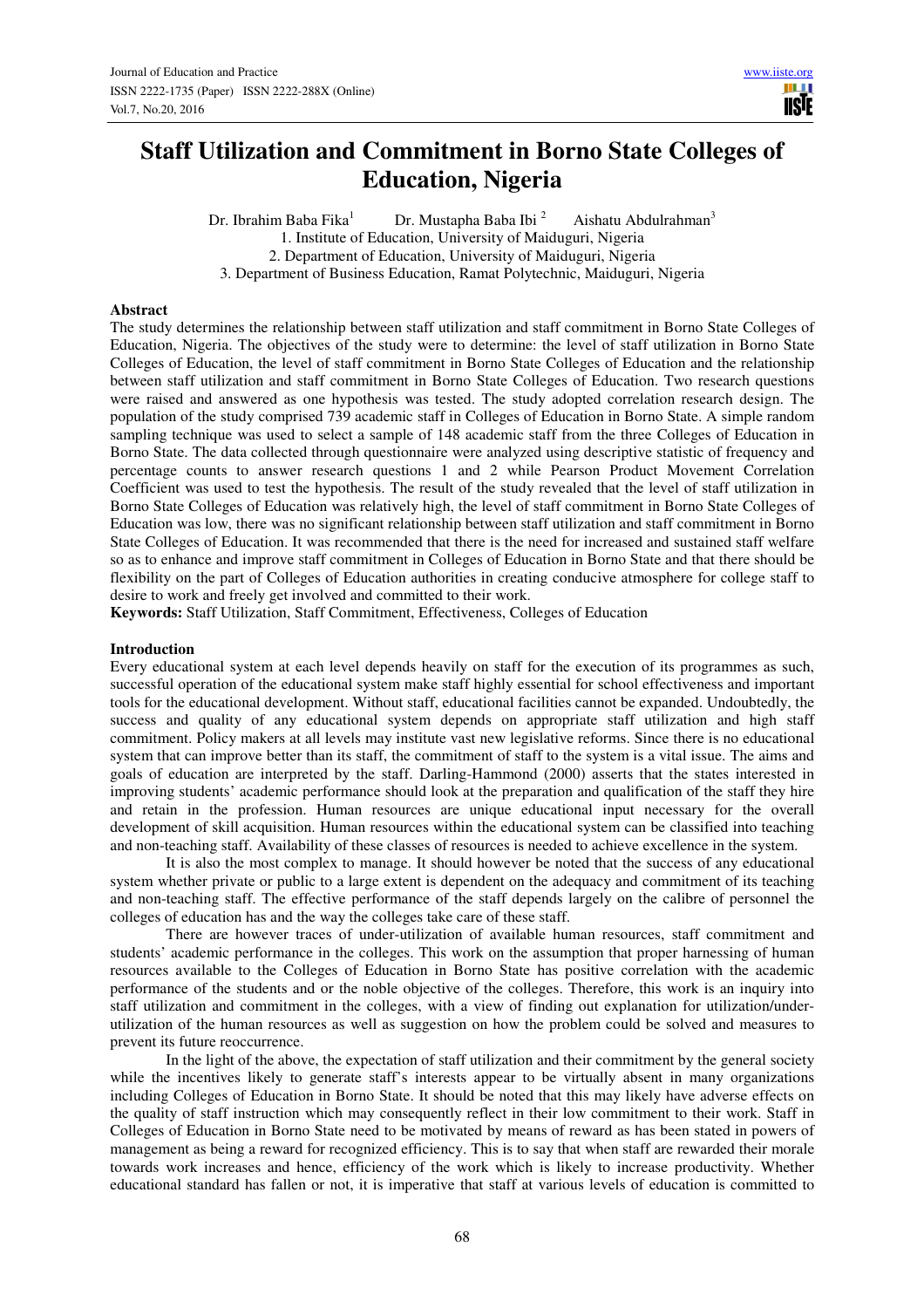# Staff Utilization and Commitment in Borno State Colleges of Education, Nigeria

Dr. Ibrahim Baba Fika[1] Dr. Mustapha Baba Ibi [2] Aishatu Abdulrahman[3]

1. Institute of Education, University of Maiduguri, Nigeria
2. Department of Education, University of Maiduguri, Nigeria
3. Department of Business Education, Ramat Polytechnic, Maiduguri, Nigeria

## Abstract

The study determines the relationship between staff utilization and staff commitment in Borno State Colleges of Education, Nigeria. The objectives of the study were to determine: the level of staff utilization in Borno State Colleges of Education, the level of staff commitment in Borno State Colleges of Education and the relationship between staff utilization and staff commitment in Borno State Colleges of Education. Two research questions were raised and answered as one hypothesis was tested. The study adopted correlation research design. The population of the study comprised 739 academic staff in Colleges of Education in Borno State. A simple random sampling technique was used to select a sample of 148 academic staff from the three Colleges of Education in Borno State. The data collected through questionnaire were analyzed using descriptive statistic of frequency and percentage counts to answer research questions 1 and 2 while Pearson Product Movement Correlation Coefficient was used to test the hypothesis. The result of the study revealed that the level of staff utilization in Borno State Colleges of Education was relatively high, the level of staff commitment in Borno State Colleges of Education was low, there was no significant relationship between staff utilization and staff commitment in Borno State Colleges of Education. It was recommended that there is the need for increased and sustained staff welfare so as to enhance and improve staff commitment in Colleges of Education in Borno State and that there should be flexibility on the part of Colleges of Education authorities in creating conducive atmosphere for college staff to desire to work and freely get involved and committed to their work.

**Keywords:** Staff Utilization, Staff Commitment, Effectiveness, Colleges of Education

## Introduction

Every educational system at each level depends heavily on staff for the execution of its programmes as such, successful operation of the educational system make staff highly essential for school effectiveness and important tools for the educational development. Without staff, educational facilities cannot be expanded. Undoubtedly, the success and quality of any educational system depends on appropriate staff utilization and high staff commitment. Policy makers at all levels may institute vast new legislative reforms. Since there is no educational system that can improve better than its staff, the commitment of staff to the system is a vital issue. The aims and goals of education are interpreted by the staff. Darling-Hammond (2000) asserts that the states interested in improving students' academic performance should look at the preparation and qualification of the staff they hire and retain in the profession. Human resources are unique educational input necessary for the overall development of skill acquisition. Human resources within the educational system can be classified into teaching and non-teaching staff. Availability of these classes of resources is needed to achieve excellence in the system.

It is also the most complex to manage. It should however be noted that the success of any educational system whether private or public to a large extent is dependent on the adequacy and commitment of its teaching and non-teaching staff. The effective performance of the staff depends largely on the calibre of personnel the colleges of education has and the way the colleges take care of these staff.

There are however traces of under-utilization of available human resources, staff commitment and students' academic performance in the colleges. This work on the assumption that proper harnessing of human resources available to the Colleges of Education in Borno State has positive correlation with the academic performance of the students and or the noble objective of the colleges. Therefore, this work is an inquiry into staff utilization and commitment in the colleges, with a view of finding out explanation for utilization/under-utilization of the human resources as well as suggestion on how the problem could be solved and measures to prevent its future reoccurrence.

In the light of the above, the expectation of staff utilization and their commitment by the general society while the incentives likely to generate staff's interests appear to be virtually absent in many organizations including Colleges of Education in Borno State. It should be noted that this may likely have adverse effects on the quality of staff instruction which may consequently reflect in their low commitment to their work. Staff in Colleges of Education in Borno State need to be motivated by means of reward as has been stated in powers of management as being a reward for recognized efficiency. This is to say that when staff are rewarded their morale towards work increases and hence, efficiency of the work which is likely to increase productivity. Whether educational standard has fallen or not, it is imperative that staff at various levels of education is committed to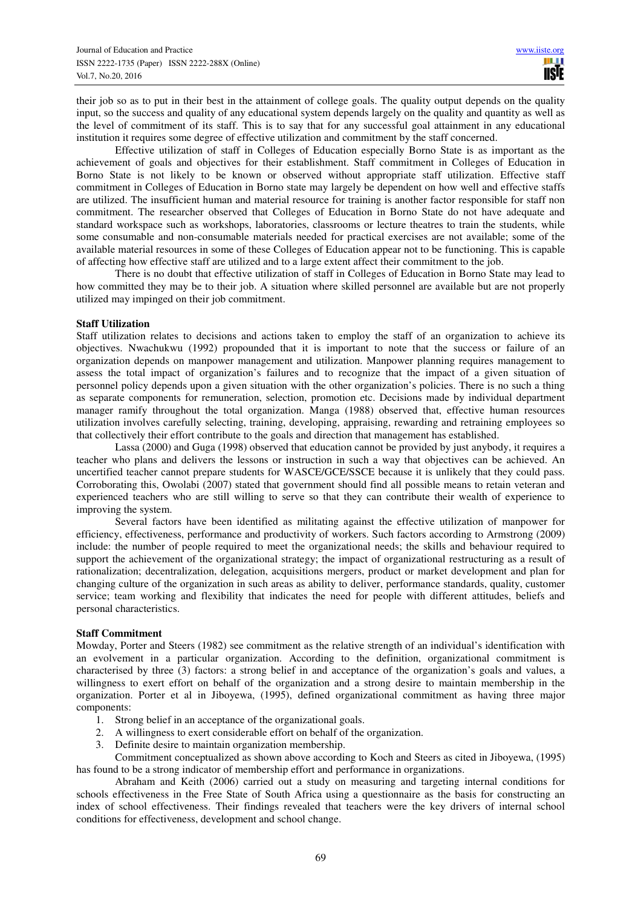their job so as to put in their best in the attainment of college goals. The quality output depends on the quality input, so the success and quality of any educational system depends largely on the quality and quantity as well as the level of commitment of its staff. This is to say that for any successful goal attainment in any educational institution it requires some degree of effective utilization and commitment by the staff concerned.

Effective utilization of staff in Colleges of Education especially Borno State is as important as the achievement of goals and objectives for their establishment. Staff commitment in Colleges of Education in Borno State is not likely to be known or observed without appropriate staff utilization. Effective staff commitment in Colleges of Education in Borno state may largely be dependent on how well and effective staffs are utilized. The insufficient human and material resource for training is another factor responsible for staff non commitment. The researcher observed that Colleges of Education in Borno State do not have adequate and standard workspace such as workshops, laboratories, classrooms or lecture theatres to train the students, while some consumable and non-consumable materials needed for practical exercises are not available; some of the available material resources in some of these Colleges of Education appear not to be functioning. This is capable of affecting how effective staff are utilized and to a large extent affect their commitment to the job.

There is no doubt that effective utilization of staff in Colleges of Education in Borno State may lead to how committed they may be to their job. A situation where skilled personnel are available but are not properly utilized may impinged on their job commitment.

### Staff Utilization

Staff utilization relates to decisions and actions taken to employ the staff of an organization to achieve its objectives. Nwachukwu (1992) propounded that it is important to note that the success or failure of an organization depends on manpower management and utilization. Manpower planning requires management to assess the total impact of organization's failures and to recognize that the impact of a given situation of personnel policy depends upon a given situation with the other organization's policies. There is no such a thing as separate components for remuneration, selection, promotion etc. Decisions made by individual department manager ramify throughout the total organization. Manga (1988) observed that, effective human resources utilization involves carefully selecting, training, developing, appraising, rewarding and retraining employees so that collectively their effort contribute to the goals and direction that management has established.

Lassa (2000) and Guga (1998) observed that education cannot be provided by just anybody, it requires a teacher who plans and delivers the lessons or instruction in such a way that objectives can be achieved. An uncertified teacher cannot prepare students for WASCE/GCE/SSCE because it is unlikely that they could pass. Corroborating this, Owolabi (2007) stated that government should find all possible means to retain veteran and experienced teachers who are still willing to serve so that they can contribute their wealth of experience to improving the system.

Several factors have been identified as militating against the effective utilization of manpower for efficiency, effectiveness, performance and productivity of workers. Such factors according to Armstrong (2009) include: the number of people required to meet the organizational needs; the skills and behaviour required to support the achievement of the organizational strategy; the impact of organizational restructuring as a result of rationalization; decentralization, delegation, acquisitions mergers, product or market development and plan for changing culture of the organization in such areas as ability to deliver, performance standards, quality, customer service; team working and flexibility that indicates the need for people with different attitudes, beliefs and personal characteristics.

### Staff Commitment

Mowday, Porter and Steers (1982) see commitment as the relative strength of an individual's identification with an evolvement in a particular organization. According to the definition, organizational commitment is characterised by three (3) factors: a strong belief in and acceptance of the organization's goals and values, a willingness to exert effort on behalf of the organization and a strong desire to maintain membership in the organization. Porter et al in Jiboyewa, (1995), defined organizational commitment as having three major components:

1. Strong belief in an acceptance of the organizational goals.
2. A willingness to exert considerable effort on behalf of the organization.
3. Definite desire to maintain organization membership.

Commitment conceptualized as shown above according to Koch and Steers as cited in Jiboyewa, (1995) has found to be a strong indicator of membership effort and performance in organizations.

Abraham and Keith (2006) carried out a study on measuring and targeting internal conditions for schools effectiveness in the Free State of South Africa using a questionnaire as the basis for constructing an index of school effectiveness. Their findings revealed that teachers were the key drivers of internal school conditions for effectiveness, development and school change.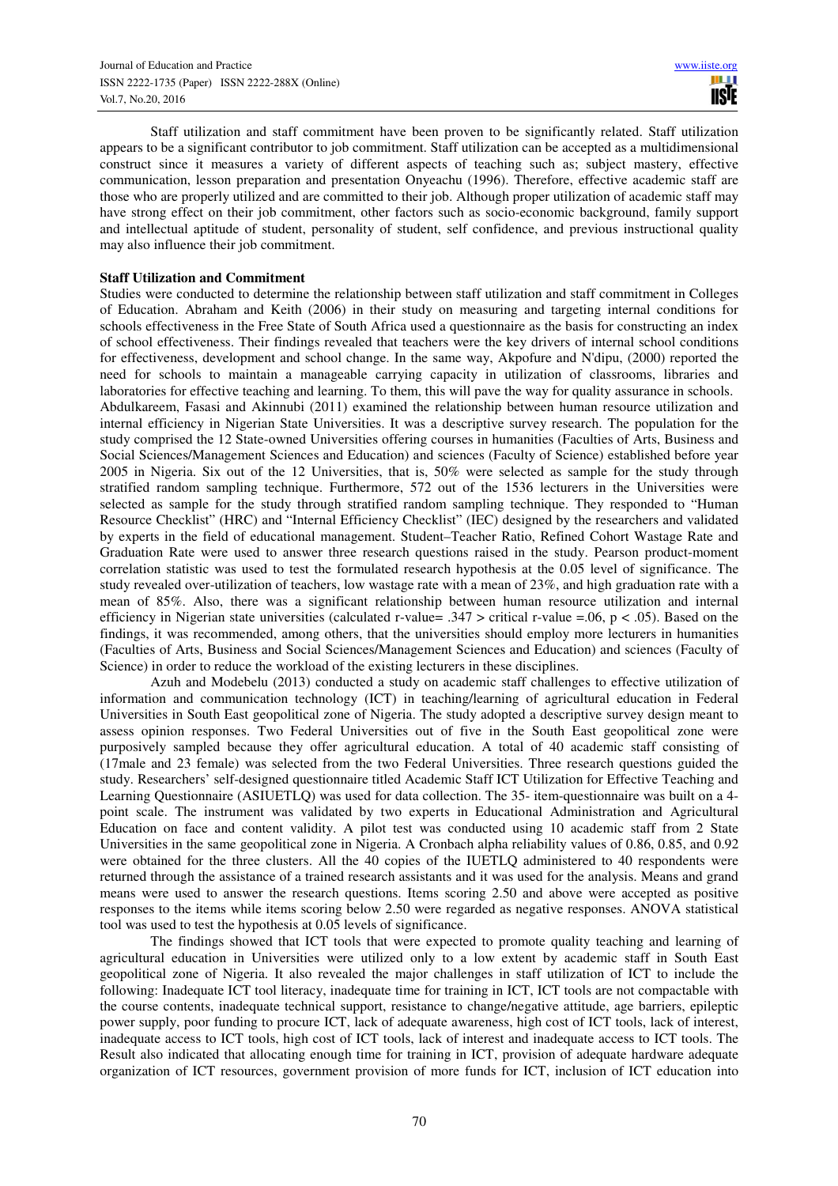Staff utilization and staff commitment have been proven to be significantly related. Staff utilization appears to be a significant contributor to job commitment. Staff utilization can be accepted as a multidimensional construct since it measures a variety of different aspects of teaching such as; subject mastery, effective communication, lesson preparation and presentation Onyeachu (1996). Therefore, effective academic staff are those who are properly utilized and are committed to their job. Although proper utilization of academic staff may have strong effect on their job commitment, other factors such as socio-economic background, family support and intellectual aptitude of student, personality of student, self confidence, and previous instructional quality may also influence their job commitment.

**Staff Utilization and Commitment**

Studies were conducted to determine the relationship between staff utilization and staff commitment in Colleges of Education. Abraham and Keith (2006) in their study on measuring and targeting internal conditions for schools effectiveness in the Free State of South Africa used a questionnaire as the basis for constructing an index of school effectiveness. Their findings revealed that teachers were the key drivers of internal school conditions for effectiveness, development and school change. In the same way, Akpofure and N'dipu, (2000) reported the need for schools to maintain a manageable carrying capacity in utilization of classrooms, libraries and laboratories for effective teaching and learning. To them, this will pave the way for quality assurance in schools.

Abdulkareem, Fasasi and Akinnubi (2011) examined the relationship between human resource utilization and internal efficiency in Nigerian State Universities. It was a descriptive survey research. The population for the study comprised the 12 State-owned Universities offering courses in humanities (Faculties of Arts, Business and Social Sciences/Management Sciences and Education) and sciences (Faculty of Science) established before year 2005 in Nigeria. Six out of the 12 Universities, that is, 50% were selected as sample for the study through stratified random sampling technique. Furthermore, 572 out of the 1536 lecturers in the Universities were selected as sample for the study through stratified random sampling technique. They responded to "Human Resource Checklist" (HRC) and "Internal Efficiency Checklist" (IEC) designed by the researchers and validated by experts in the field of educational management. Student–Teacher Ratio, Refined Cohort Wastage Rate and Graduation Rate were used to answer three research questions raised in the study. Pearson product-moment correlation statistic was used to test the formulated research hypothesis at the 0.05 level of significance. The study revealed over-utilization of teachers, low wastage rate with a mean of 23%, and high graduation rate with a mean of 85%. Also, there was a significant relationship between human resource utilization and internal efficiency in Nigerian state universities (calculated r-value= .347 > critical r-value =.06, $p < .05$). Based on the findings, it was recommended, among others, that the universities should employ more lecturers in humanities (Faculties of Arts, Business and Social Sciences/Management Sciences and Education) and sciences (Faculty of Science) in order to reduce the workload of the existing lecturers in these disciplines.

Azuh and Modebelu (2013) conducted a study on academic staff challenges to effective utilization of information and communication technology (ICT) in teaching/learning of agricultural education in Federal Universities in South East geopolitical zone of Nigeria. The study adopted a descriptive survey design meant to assess opinion responses. Two Federal Universities out of five in the South East geopolitical zone were purposively sampled because they offer agricultural education. A total of 40 academic staff consisting of (17male and 23 female) was selected from the two Federal Universities. Three research questions guided the study. Researchers' self-designed questionnaire titled Academic Staff ICT Utilization for Effective Teaching and Learning Questionnaire (ASIUETLQ) was used for data collection. The 35- item-questionnaire was built on a 4-point scale. The instrument was validated by two experts in Educational Administration and Agricultural Education on face and content validity. A pilot test was conducted using 10 academic staff from 2 State Universities in the same geopolitical zone in Nigeria. A Cronbach alpha reliability values of 0.86, 0.85, and 0.92 were obtained for the three clusters. All the 40 copies of the IUETLQ administered to 40 respondents were returned through the assistance of a trained research assistants and it was used for the analysis. Means and grand means were used to answer the research questions. Items scoring 2.50 and above were accepted as positive responses to the items while items scoring below 2.50 were regarded as negative responses. ANOVA statistical tool was used to test the hypothesis at 0.05 levels of significance.

The findings showed that ICT tools that were expected to promote quality teaching and learning of agricultural education in Universities were utilized only to a low extent by academic staff in South East geopolitical zone of Nigeria. It also revealed the major challenges in staff utilization of ICT to include the following: Inadequate ICT tool literacy, inadequate time for training in ICT, ICT tools are not compactable with the course contents, inadequate technical support, resistance to change/negative attitude, age barriers, epileptic power supply, poor funding to procure ICT, lack of adequate awareness, high cost of ICT tools, lack of interest, inadequate access to ICT tools, high cost of ICT tools, lack of interest and inadequate access to ICT tools. The Result also indicated that allocating enough time for training in ICT, provision of adequate hardware adequate organization of ICT resources, government provision of more funds for ICT, inclusion of ICT education into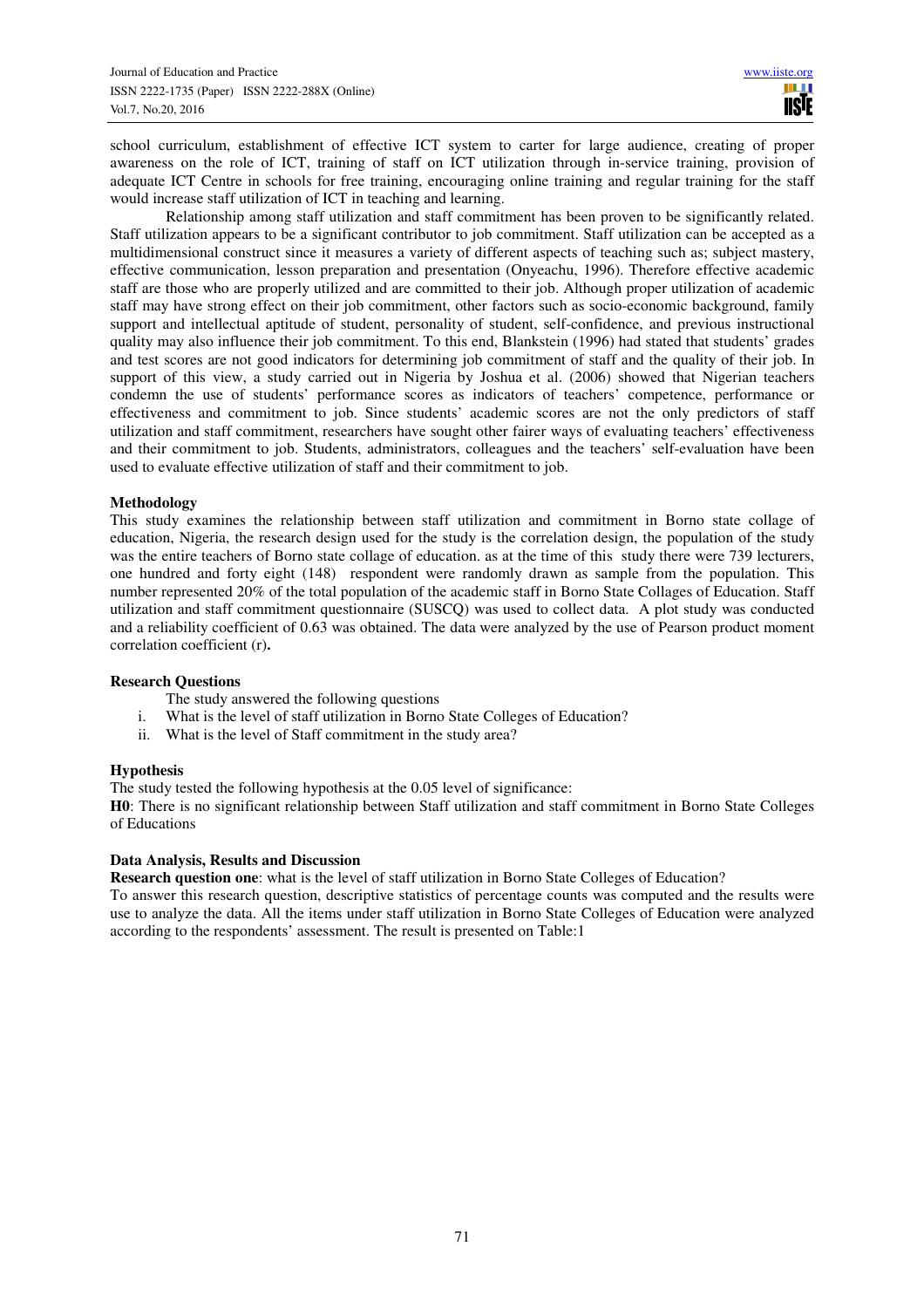school curriculum, establishment of effective ICT system to carter for large audience, creating of proper awareness on the role of ICT, training of staff on ICT utilization through in-service training, provision of adequate ICT Centre in schools for free training, encouraging online training and regular training for the staff would increase staff utilization of ICT in teaching and learning.

Relationship among staff utilization and staff commitment has been proven to be significantly related. Staff utilization appears to be a significant contributor to job commitment. Staff utilization can be accepted as a multidimensional construct since it measures a variety of different aspects of teaching such as; subject mastery, effective communication, lesson preparation and presentation (Onyeachu, 1996). Therefore effective academic staff are those who are properly utilized and are committed to their job. Although proper utilization of academic staff may have strong effect on their job commitment, other factors such as socio-economic background, family support and intellectual aptitude of student, personality of student, self-confidence, and previous instructional quality may also influence their job commitment. To this end, Blankstein (1996) had stated that students' grades and test scores are not good indicators for determining job commitment of staff and the quality of their job. In support of this view, a study carried out in Nigeria by Joshua et al. (2006) showed that Nigerian teachers condemn the use of students' performance scores as indicators of teachers' competence, performance or effectiveness and commitment to job. Since students' academic scores are not the only predictors of staff utilization and staff commitment, researchers have sought other fairer ways of evaluating teachers' effectiveness and their commitment to job. Students, administrators, colleagues and the teachers' self-evaluation have been used to evaluate effective utilization of staff and their commitment to job.

**Methodology**

This study examines the relationship between staff utilization and commitment in Borno state collage of education, Nigeria, the research design used for the study is the correlation design, the population of the study was the entire teachers of Borno state collage of education. as at the time of this study there were 739 lecturers, one hundred and forty eight (148) respondent were randomly drawn as sample from the population. This number represented 20% of the total population of the academic staff in Borno State Collages of Education. Staff utilization and staff commitment questionnaire (SUSCQ) was used to collect data. A plot study was conducted and a reliability coefficient of 0.63 was obtained. The data were analyzed by the use of Pearson product moment correlation coefficient (r)**.**

**Research Questions**

The study answered the following questions

i. What is the level of staff utilization in Borno State Colleges of Education?
ii. What is the level of Staff commitment in the study area?

**Hypothesis**

The study tested the following hypothesis at the 0.05 level of significance:

**H0**: There is no significant relationship between Staff utilization and staff commitment in Borno State Colleges of Educations

**Data Analysis, Results and Discussion**

**Research question one**: what is the level of staff utilization in Borno State Colleges of Education?

To answer this research question, descriptive statistics of percentage counts was computed and the results were use to analyze the data. All the items under staff utilization in Borno State Colleges of Education were analyzed according to the respondents' assessment. The result is presented on Table:1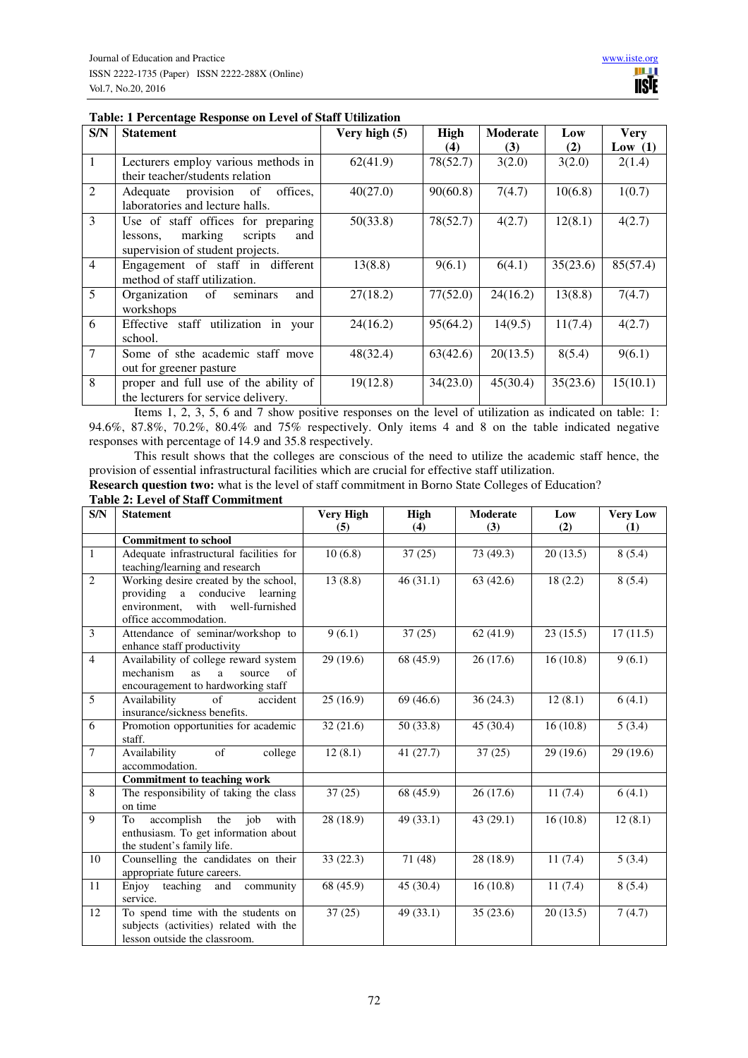**Table: 1 Percentage Response on Level of Staff Utilization**

| S/N | Statement | Very high (5) | High (4) | Moderate (3) | Low (2) | Very Low (1) |
|---|---|---|---|---|---|---|
| 1 | Lecturers employ various methods in their teacher/students relation | 62(41.9) | 78(52.7) | 3(2.0) | 3(2.0) | 2(1.4) |
| 2 | Adequate provision of offices, laboratories and lecture halls. | 40(27.0) | 90(60.8) | 7(4.7) | 10(6.8) | 1(0.7) |
| 3 | Use of staff offices for preparing lessons, marking scripts and supervision of student projects. | 50(33.8) | 78(52.7) | 4(2.7) | 12(8.1) | 4(2.7) |
| 4 | Engagement of staff in different method of staff utilization. | 13(8.8) | 9(6.1) | 6(4.1) | 35(23.6) | 85(57.4) |
| 5 | Organization of seminars and workshops | 27(18.2) | 77(52.0) | 24(16.2) | 13(8.8) | 7(4.7) |
| 6 | Effective staff utilization in your school. | 24(16.2) | 95(64.2) | 14(9.5) | 11(7.4) | 4(2.7) |
| 7 | Some of sthe academic staff move out for greener pasture | 48(32.4) | 63(42.6) | 20(13.5) | 8(5.4) | 9(6.1) |
| 8 | proper and full use of the ability of the lecturers for service delivery. | 19(12.8) | 34(23.0) | 45(30.4) | 35(23.6) | 15(10.1) |

Items 1, 2, 3, 5, 6 and 7 show positive responses on the level of utilization as indicated on table: 1: 94.6%, 87.8%, 70.2%, 80.4% and 75% respectively. Only items 4 and 8 on the table indicated negative responses with percentage of 14.9 and 35.8 respectively.

This result shows that the colleges are conscious of the need to utilize the academic staff hence, the provision of essential infrastructural facilities which are crucial for effective staff utilization.

**Research question two:** what is the level of staff commitment in Borno State Colleges of Education?

**Table 2: Level of Staff Commitment**

| S/N | Statement | Very High (5) | High (4) | Moderate (3) | Low (2) | Very Low (1) |
|---|---|---|---|---|---|---|
| | **Commitment to school** | | | | | |
| 1 | Adequate infrastructural facilities for teaching/learning and research | 10 (6.8) | 37 (25) | 73 (49.3) | 20 (13.5) | 8 (5.4) |
| 2 | Working desire created by the school, providing a conducive learning environment, with well-furnished office accommodation. | 13 (8.8) | 46 (31.1) | 63 (42.6) | 18 (2.2) | 8 (5.4) |
| 3 | Attendance of seminar/workshop to enhance staff productivity | 9 (6.1) | 37 (25) | 62 (41.9) | 23 (15.5) | 17 (11.5) |
| 4 | Availability of college reward system mechanism as a source of encouragement to hardworking staff | 29 (19.6) | 68 (45.9) | 26 (17.6) | 16 (10.8) | 9 (6.1) |
| 5 | Availability of accident insurance/sickness benefits. | 25 (16.9) | 69 (46.6) | 36 (24.3) | 12 (8.1) | 6 (4.1) |
| 6 | Promotion opportunities for academic staff. | 32 (21.6) | 50 (33.8) | 45 (30.4) | 16 (10.8) | 5 (3.4) |
| 7 | Availability of college accommodation. | 12 (8.1) | 41 (27.7) | 37 (25) | 29 (19.6) | 29 (19.6) |
| | **Commitment to teaching work** | | | | | |
| 8 | The responsibility of taking the class on time | 37 (25) | 68 (45.9) | 26 (17.6) | 11 (7.4) | 6 (4.1) |
| 9 | To accomplish the job with enthusiasm. To get information about the student's family life. | 28 (18.9) | 49 (33.1) | 43 (29.1) | 16 (10.8) | 12 (8.1) |
| 10 | Counselling the candidates on their appropriate future careers. | 33 (22.3) | 71 (48) | 28 (18.9) | 11 (7.4) | 5 (3.4) |
| 11 | Enjoy teaching and community service. | 68 (45.9) | 45 (30.4) | 16 (10.8) | 11 (7.4) | 8 (5.4) |
| 12 | To spend time with the students on subjects (activities) related with the lesson outside the classroom. | 37 (25) | 49 (33.1) | 35 (23.6) | 20 (13.5) | 7 (4.7) |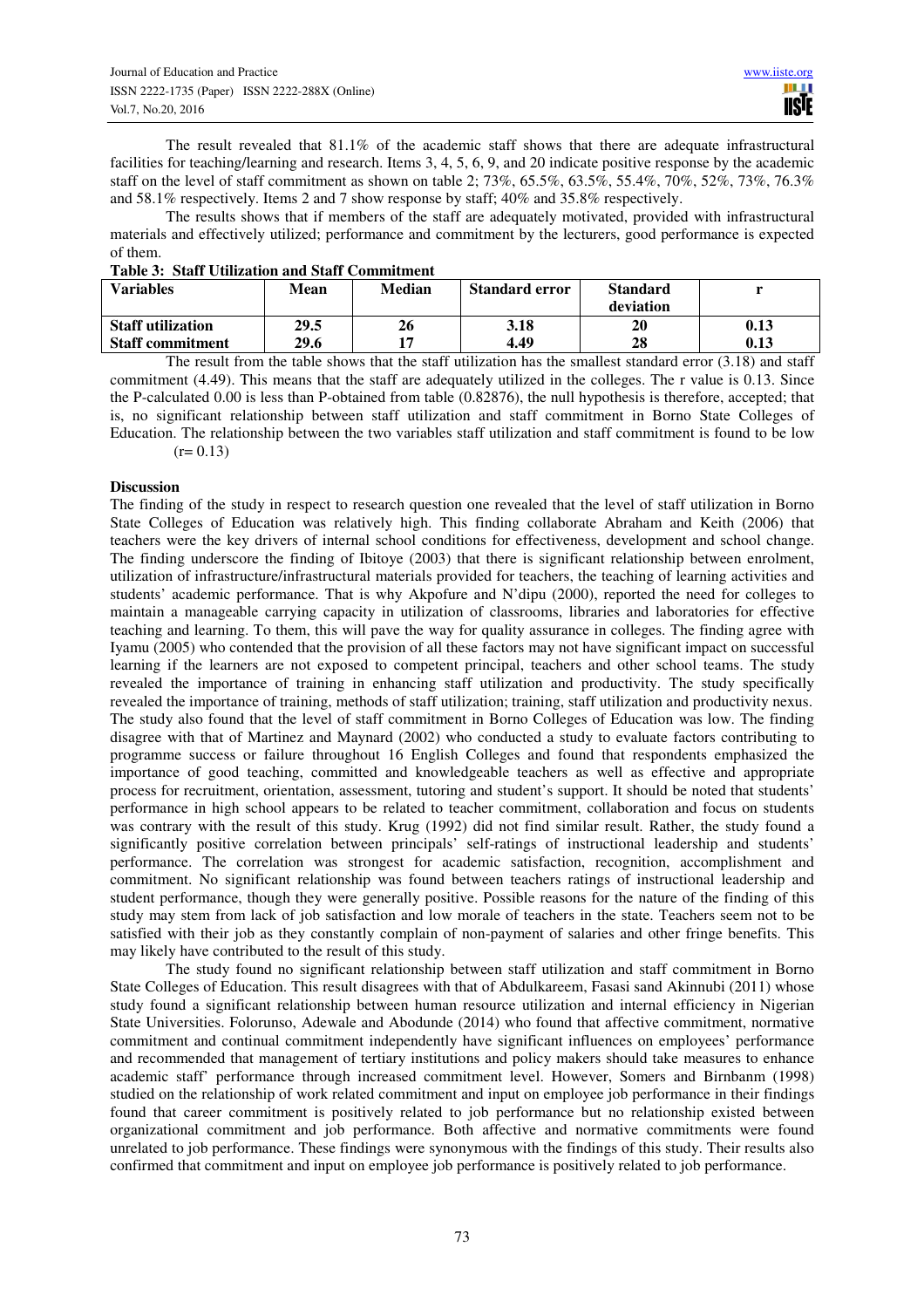The result revealed that 81.1% of the academic staff shows that there are adequate infrastructural facilities for teaching/learning and research. Items 3, 4, 5, 6, 9, and 20 indicate positive response by the academic staff on the level of staff commitment as shown on table 2; 73%, 65.5%, 63.5%, 55.4%, 70%, 52%, 73%, 76.3% and 58.1% respectively. Items 2 and 7 show response by staff; 40% and 35.8% respectively.

The results shows that if members of the staff are adequately motivated, provided with infrastructural materials and effectively utilized; performance and commitment by the lecturers, good performance is expected of them.

**Table 3: Staff Utilization and Staff Commitment**

| Variables | Mean | Median | Standard error | Standard deviation | r |
|---|---|---|---|---|---|
| **Staff utilization** | **29.5** | **26** | **3.18** | **20** | **0.13** |
| **Staff commitment** | **29.6** | **17** | **4.49** | **28** | **0.13** |

The result from the table shows that the staff utilization has the smallest standard error (3.18) and staff commitment (4.49). This means that the staff are adequately utilized in the colleges. The r value is 0.13. Since the P-calculated 0.00 is less than P-obtained from table (0.82876), the null hypothesis is therefore, accepted; that is, no significant relationship between staff utilization and staff commitment in Borno State Colleges of Education. The relationship between the two variables staff utilization and staff commitment is found to be low (r= 0.13)

**Discussion**

The finding of the study in respect to research question one revealed that the level of staff utilization in Borno State Colleges of Education was relatively high. This finding collaborate Abraham and Keith (2006) that teachers were the key drivers of internal school conditions for effectiveness, development and school change. The finding underscore the finding of Ibitoye (2003) that there is significant relationship between enrolment, utilization of infrastructure/infrastructural materials provided for teachers, the teaching of learning activities and students' academic performance. That is why Akpofure and N'dipu (2000), reported the need for colleges to maintain a manageable carrying capacity in utilization of classrooms, libraries and laboratories for effective teaching and learning. To them, this will pave the way for quality assurance in colleges. The finding agree with Iyamu (2005) who contended that the provision of all these factors may not have significant impact on successful learning if the learners are not exposed to competent principal, teachers and other school teams. The study revealed the importance of training in enhancing staff utilization and productivity. The study specifically revealed the importance of training, methods of staff utilization; training, staff utilization and productivity nexus. The study also found that the level of staff commitment in Borno Colleges of Education was low. The finding disagree with that of Martinez and Maynard (2002) who conducted a study to evaluate factors contributing to programme success or failure throughout 16 English Colleges and found that respondents emphasized the importance of good teaching, committed and knowledgeable teachers as well as effective and appropriate process for recruitment, orientation, assessment, tutoring and student's support. It should be noted that students' performance in high school appears to be related to teacher commitment, collaboration and focus on students was contrary with the result of this study. Krug (1992) did not find similar result. Rather, the study found a significantly positive correlation between principals' self-ratings of instructional leadership and students' performance. The correlation was strongest for academic satisfaction, recognition, accomplishment and commitment. No significant relationship was found between teachers ratings of instructional leadership and student performance, though they were generally positive. Possible reasons for the nature of the finding of this study may stem from lack of job satisfaction and low morale of teachers in the state. Teachers seem not to be satisfied with their job as they constantly complain of non-payment of salaries and other fringe benefits. This may likely have contributed to the result of this study.

The study found no significant relationship between staff utilization and staff commitment in Borno State Colleges of Education. This result disagrees with that of Abdulkareem, Fasasi sand Akinnubi (2011) whose study found a significant relationship between human resource utilization and internal efficiency in Nigerian State Universities. Folorunso, Adewale and Abodunde (2014) who found that affective commitment, normative commitment and continual commitment independently have significant influences on employees' performance and recommended that management of tertiary institutions and policy makers should take measures to enhance academic staff' performance through increased commitment level. However, Somers and Birnbanm (1998) studied on the relationship of work related commitment and input on employee job performance in their findings found that career commitment is positively related to job performance but no relationship existed between organizational commitment and job performance. Both affective and normative commitments were found unrelated to job performance. These findings were synonymous with the findings of this study. Their results also confirmed that commitment and input on employee job performance is positively related to job performance.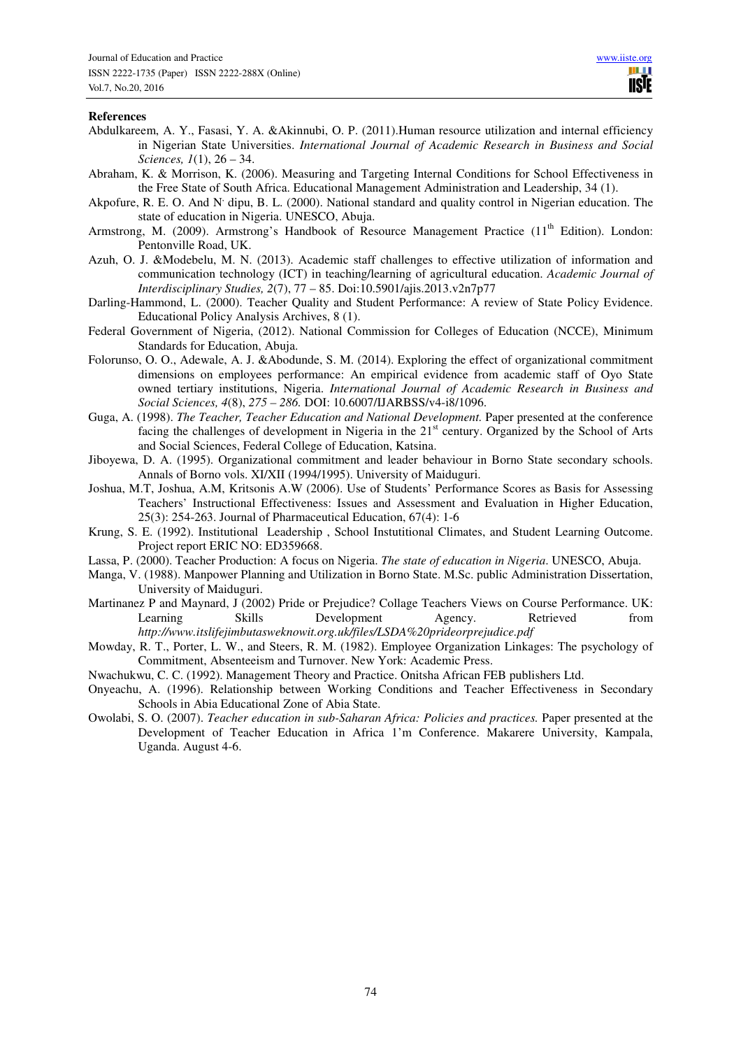**References**

Abdulkareem, A. Y., Fasasi, Y. A. &Akinnubi, O. P. (2011).Human resource utilization and internal efficiency in Nigerian State Universities. *International Journal of Academic Research in Business and Social Sciences, 1*(1), 26 – 34.

Abraham, K. & Morrison, K. (2006). Measuring and Targeting Internal Conditions for School Effectiveness in the Free State of South Africa. Educational Management Administration and Leadership, 34 (1).

Akpofure, R. E. O. And N. dipu, B. L. (2000). National standard and quality control in Nigerian education. The state of education in Nigeria. UNESCO, Abuja.

Armstrong, M. (2009). Armstrong's Handbook of Resource Management Practice (11th Edition). London: Pentonville Road, UK.

Azuh, O. J. &Modebelu, M. N. (2013). Academic staff challenges to effective utilization of information and communication technology (ICT) in teaching/learning of agricultural education. *Academic Journal of Interdisciplinary Studies, 2*(7), 77 – 85. Doi:10.5901/ajis.2013.v2n7p77

Darling-Hammond, L. (2000). Teacher Quality and Student Performance: A review of State Policy Evidence. Educational Policy Analysis Archives, 8 (1).

Federal Government of Nigeria, (2012). National Commission for Colleges of Education (NCCE), Minimum Standards for Education, Abuja.

Folorunso, O. O., Adewale, A. J. &Abodunde, S. M. (2014). Exploring the effect of organizational commitment dimensions on employees performance: An empirical evidence from academic staff of Oyo State owned tertiary institutions, Nigeria. *International Journal of Academic Research in Business and Social Sciences, 4*(8), *275 – 286.* DOI: 10.6007/IJARBSS/v4-i8/1096.

Guga, A. (1998). *The Teacher, Teacher Education and National Development.* Paper presented at the conference facing the challenges of development in Nigeria in the 21st century. Organized by the School of Arts and Social Sciences, Federal College of Education, Katsina.

Jiboyewa, D. A. (1995). Organizational commitment and leader behaviour in Borno State secondary schools. Annals of Borno vols. XI/XII (1994/1995). University of Maiduguri.

Joshua, M.T, Joshua, A.M, Kritsonis A.W (2006). Use of Students' Performance Scores as Basis for Assessing Teachers' Instructional Effectiveness: Issues and Assessment and Evaluation in Higher Education, 25(3): 254-263. Journal of Pharmaceutical Education, 67(4): 1-6

Krung, S. E. (1992). Institutional Leadership , School Instutitional Climates, and Student Learning Outcome. Project report ERIC NO: ED359668.

Lassa, P. (2000). Teacher Production: A focus on Nigeria. *The state of education in Nigeria*. UNESCO, Abuja.

Manga, V. (1988). Manpower Planning and Utilization in Borno State. M.Sc. public Administration Dissertation, University of Maiduguri.

Martinanez P and Maynard, J (2002) Pride or Prejudice? Collage Teachers Views on Course Performance. UK: Learning Skills Development Agency. Retrieved from *http://www.itslifejimbutasweknowit.org.uk/files/LSDA%20prideorprejudice.pdf*

Mowday, R. T., Porter, L. W., and Steers, R. M. (1982). Employee Organization Linkages: The psychology of Commitment, Absenteeism and Turnover. New York: Academic Press.

Nwachukwu, C. C. (1992). Management Theory and Practice. Onitsha African FEB publishers Ltd.

Onyeachu, A. (1996). Relationship between Working Conditions and Teacher Effectiveness in Secondary Schools in Abia Educational Zone of Abia State.

Owolabi, S. O. (2007). *Teacher education in sub-Saharan Africa: Policies and practices.* Paper presented at the Development of Teacher Education in Africa 1'm Conference. Makarere University, Kampala, Uganda. August 4-6.